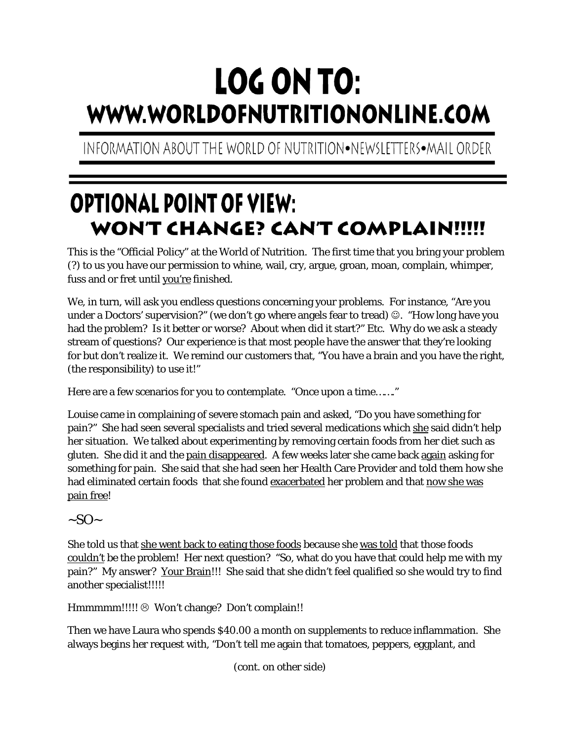# LOG ON TO:
# WWW.WORLDOFNUTRITIONONLINE.COM

INFORMATION ABOUT THE WORLD OF NUTRITION•NEWSLETTERS•MAIL ORDER

## OPTIONAL POINT OF VIEW:
## WON'T CHANGE? CAN'T COMPLAIN!!!!!

This is the "Official Policy" at the World of Nutrition. The first time that you bring your problem (?) to us you have our permission to whine, wail, cry, argue, groan, moan, complain, whimper, fuss and or fret until <u>you're</u> finished.

We, in turn, will ask you endless questions concerning your problems. For instance, "Are you under a Doctors' supervision?" (we don't go where angels fear to tread) ☺. "How long have you had the problem? Is it better or worse? About when did it start?" Etc. Why do we ask a steady stream of questions? Our experience is that most people have the answer that they're looking for but don't realize it. We remind our customers that, "You have a brain and you have the right, (the responsibility) to use it!"

Here are a few scenarios for you to contemplate. "Once upon a time……"

Louise came in complaining of severe stomach pain and asked, "Do you have something for pain?" She had seen several specialists and tried several medications which <u>she</u> said didn't help her situation. We talked about experimenting by removing certain foods from her diet such as gluten. She did it and the <u>pain disappeared</u>. A few weeks later she came back <u>again</u> asking for something for pain. She said that she had seen her Health Care Provider and told them how she had eliminated certain foods that she found <u>exacerbated</u> her problem and that <u>now she was pain free</u>!

~SO~

She told us that <u>she went back to eating those foods</u> because she <u>was told</u> that those foods <u>couldn't</u> be the problem! Her next question? "So, what do you have that could help me with my pain?" My answer? <u>Your Brain</u>!!! She said that she didn't feel qualified so she would try to find another specialist!!!!!

Hmmmmm!!!!! ☹ Won't change? Don't complain!!

Then we have Laura who spends $40.00 a month on supplements to reduce inflammation. She always begins her request with, "Don't tell me again that tomatoes, peppers, eggplant, and

(cont. on other side)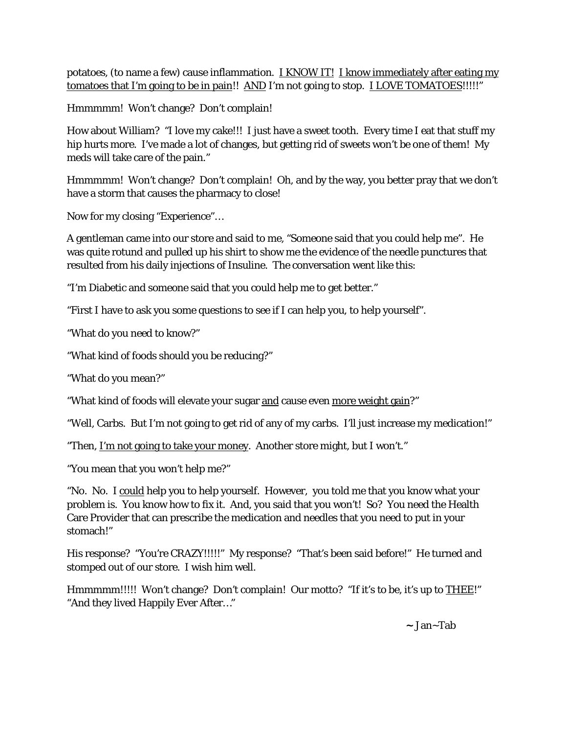potatoes, (to name a few) cause inflammation. <u>I KNOW IT!</u> <u>I know immediately after eating my tomatoes that I'm going to be in pain</u>!! <u>AND</u> I'm not going to stop. <u>I LOVE TOMATOES</u>!!!!!"

Hmmmmm! Won't change? Don't complain!

How about William? "I love my cake!!! I just have a sweet tooth. Every time I eat that stuff my hip hurts more. I've made a lot of changes, but getting rid of sweets won't be one of them! My meds will take care of the pain."

Hmmmmm! Won't change? Don't complain! Oh, and by the way, you better pray that we don't have a storm that causes the pharmacy to close!

Now for my closing "Experience"…

A gentleman came into our store and said to me, "Someone said that you could help me". He was quite rotund and pulled up his shirt to show me the evidence of the needle punctures that resulted from his daily injections of Insuline. The conversation went like this:

"I'm Diabetic and someone said that you could help me to get better."

"First I have to ask you some questions to see if I can help you, to help yourself".

"What do you need to know?"

"What kind of foods should you be reducing?"

"What do you mean?"

"What kind of foods will elevate your sugar <u>and</u> cause even <u>more weight gain</u>?"

"Well, Carbs. But I'm not going to get rid of any of my carbs. I'll just increase my medication!"

"Then, <u>I'm not going to take your money</u>. Another store might, but I won't."

"You mean that you won't help me?"

"No. No. I <u>could</u> help you to help yourself. However, you told me that you know what your problem is. You know how to fix it. And, you said that you won't! So? You need the Health Care Provider that can prescribe the medication and needles that you need to put in your stomach!"

His response? "You're CRAZY!!!!!" My response? "That's been said before!" He turned and stomped out of our store. I wish him well.

Hmmmmm!!!!! Won't change? Don't complain! Our motto? "If it's to be, it's up to <u>THEE</u>!" "And they lived Happily Ever After…"

~ Jan~Tab